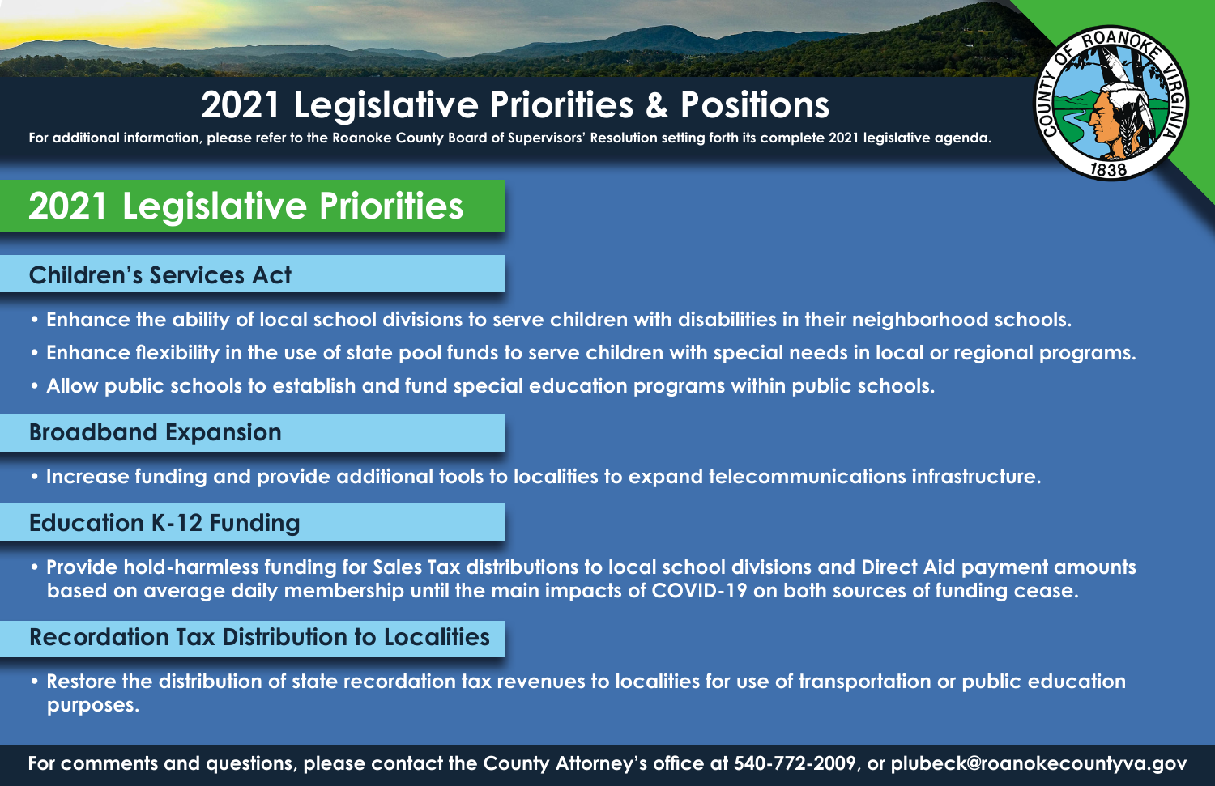# 2021 Legislative Priorities & Positions

**For additional information, please refer to the Roanoke County Board of Supervisors' Resolution setting forth its complete 2021 legislative agenda.**

## 2021 Legislative Priorities

### Children's Services Act

- **Enhance the ability of local school divisions to serve children with disabilities in their neighborhood schools.**
- **Enhance flexibility in the use of state pool funds to serve children with special needs in local or regional programs.**
- **Allow public schools to establish and fund special education programs within public schools.**

### Broadband Expansion

- **Increase funding and provide additional tools to localities to expand telecommunications infrastructure.**

### Education K-12 Funding

- **Provide hold-harmless funding for Sales Tax distributions to local school divisions and Direct Aid payment amounts based on average daily membership until the main impacts of COVID-19 on both sources of funding cease.**

### Recordation Tax Distribution to Localities

- **Restore the distribution of state recordation tax revenues to localities for use of transportation or public education purposes.**

**For comments and questions, please contact the County Attorney's office at 540-772-2009, or plubeck@roanokecountyva.gov**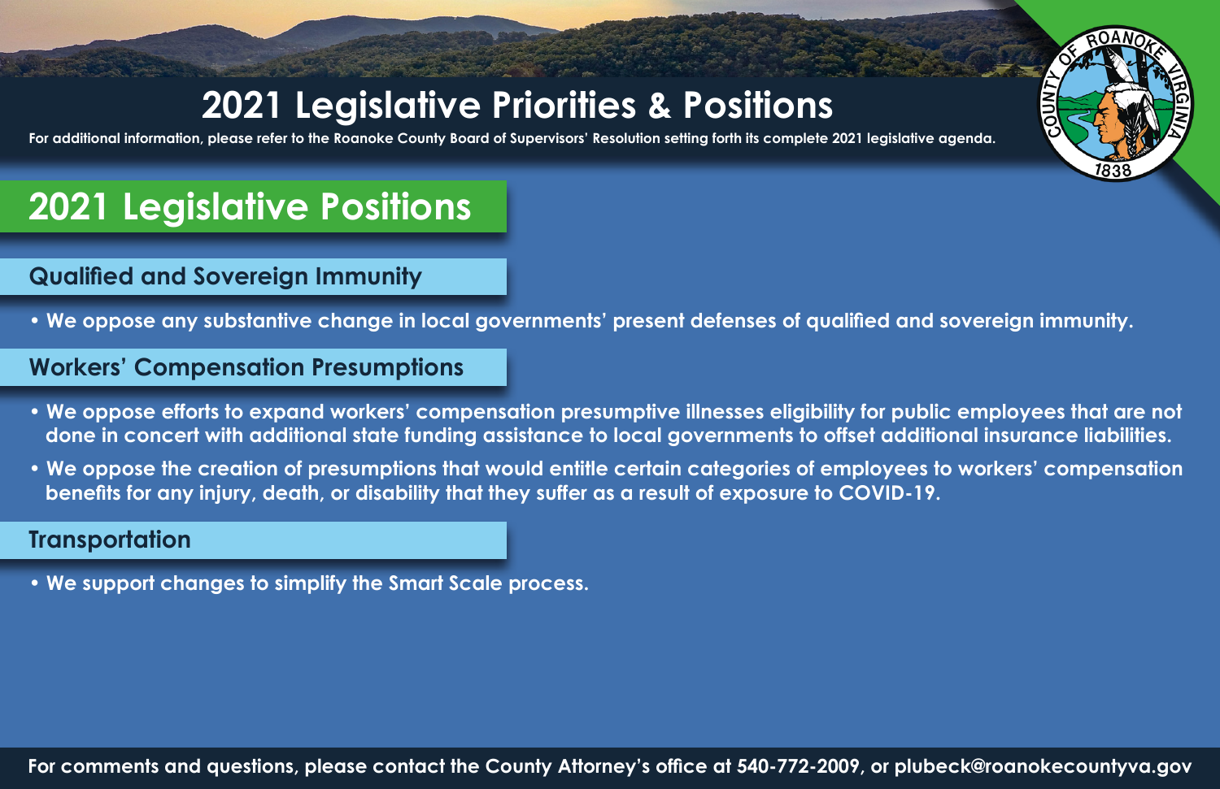# 2021 Legislative Priorities & Positions

**For additional information, please refer to the Roanoke County Board of Supervisors' Resolution setting forth its complete 2021 legislative agenda.**

## 2021 Legislative Positions

### Qualified and Sovereign Immunity

- **We oppose any substantive change in local governments' present defenses of qualified and sovereign immunity.**

### Workers' Compensation Presumptions

- **We oppose efforts to expand workers' compensation presumptive illnesses eligibility for public employees that are not done in concert with additional state funding assistance to local governments to offset additional insurance liabilities.**
- **We oppose the creation of presumptions that would entitle certain categories of employees to workers' compensation benefits for any injury, death, or disability that they suffer as a result of exposure to COVID-19.**

### Transportation

- **We support changes to simplify the Smart Scale process.**

**For comments and questions, please contact the County Attorney's office at 540-772-2009, or plubeck@roanokecountyva.gov**